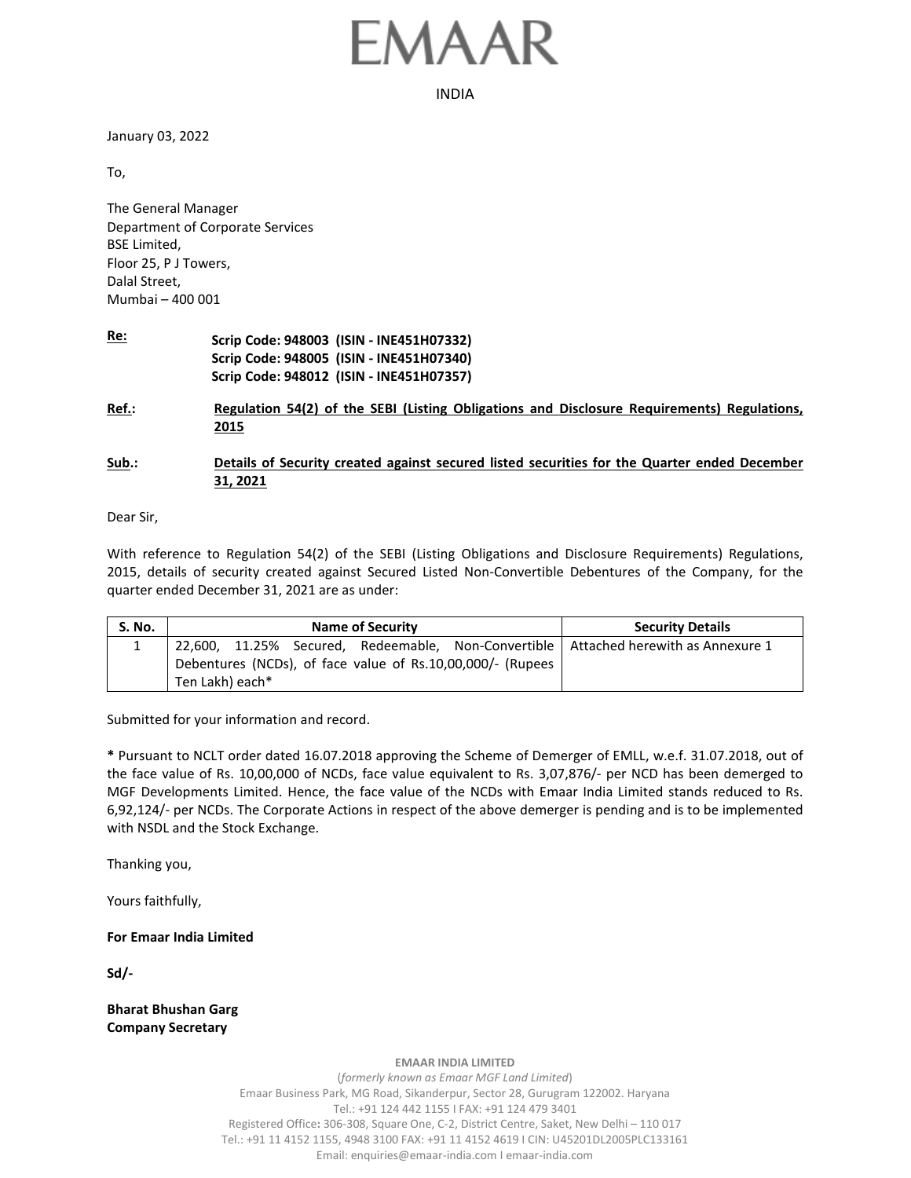# EMAAR

INDIA

January 03, 2022

To,

The General Manager
Department of Corporate Services
BSE Limited,
Floor 25, P J Towers,
Dalal Street,
Mumbai – 400 001

**Re:** **Scrip Code: 948003 (ISIN - INE451H07332)**
**Scrip Code: 948005 (ISIN - INE451H07340)**
**Scrip Code: 948012 (ISIN - INE451H07357)**

**Ref.:** **Regulation 54(2) of the SEBI (Listing Obligations and Disclosure Requirements) Regulations, 2015**

**Sub.:** **Details of Security created against secured listed securities for the Quarter ended December 31, 2021**

Dear Sir,

With reference to Regulation 54(2) of the SEBI (Listing Obligations and Disclosure Requirements) Regulations, 2015, details of security created against Secured Listed Non-Convertible Debentures of the Company, for the quarter ended December 31, 2021 are as under:

| S. No. | Name of Security | Security Details |
|---|---|---|
| 1 | 22,600, 11.25% Secured, Redeemable, Non-Convertible Debentures (NCDs), of face value of Rs.10,00,000/- (Rupees Ten Lakh) each* | Attached herewith as Annexure 1 |

Submitted for your information and record.

**\*** Pursuant to NCLT order dated 16.07.2018 approving the Scheme of Demerger of EMLL, w.e.f. 31.07.2018, out of the face value of Rs. 10,00,000 of NCDs, face value equivalent to Rs. 3,07,876/- per NCD has been demerged to MGF Developments Limited. Hence, the face value of the NCDs with Emaar India Limited stands reduced to Rs. 6,92,124/- per NCDs. The Corporate Actions in respect of the above demerger is pending and is to be implemented with NSDL and the Stock Exchange.

Thanking you,

Yours faithfully,

**For Emaar India Limited**

**Sd/-**

**Bharat Bhushan Garg**
**Company Secretary**

**EMAAR INDIA LIMITED**
(*formerly known as Emaar MGF Land Limited*)
Emaar Business Park, MG Road, Sikanderpur, Sector 28, Gurugram 122002. Haryana
Tel.: +91 124 442 1155 I FAX: +91 124 479 3401
Registered Office: 306-308, Square One, C-2, District Centre, Saket, New Delhi – 110 017
Tel.: +91 11 4152 1155, 4948 3100 FAX: +91 11 4152 4619 I CIN: U45201DL2005PLC133161
Email: enquiries@emaar-india.com I emaar-india.com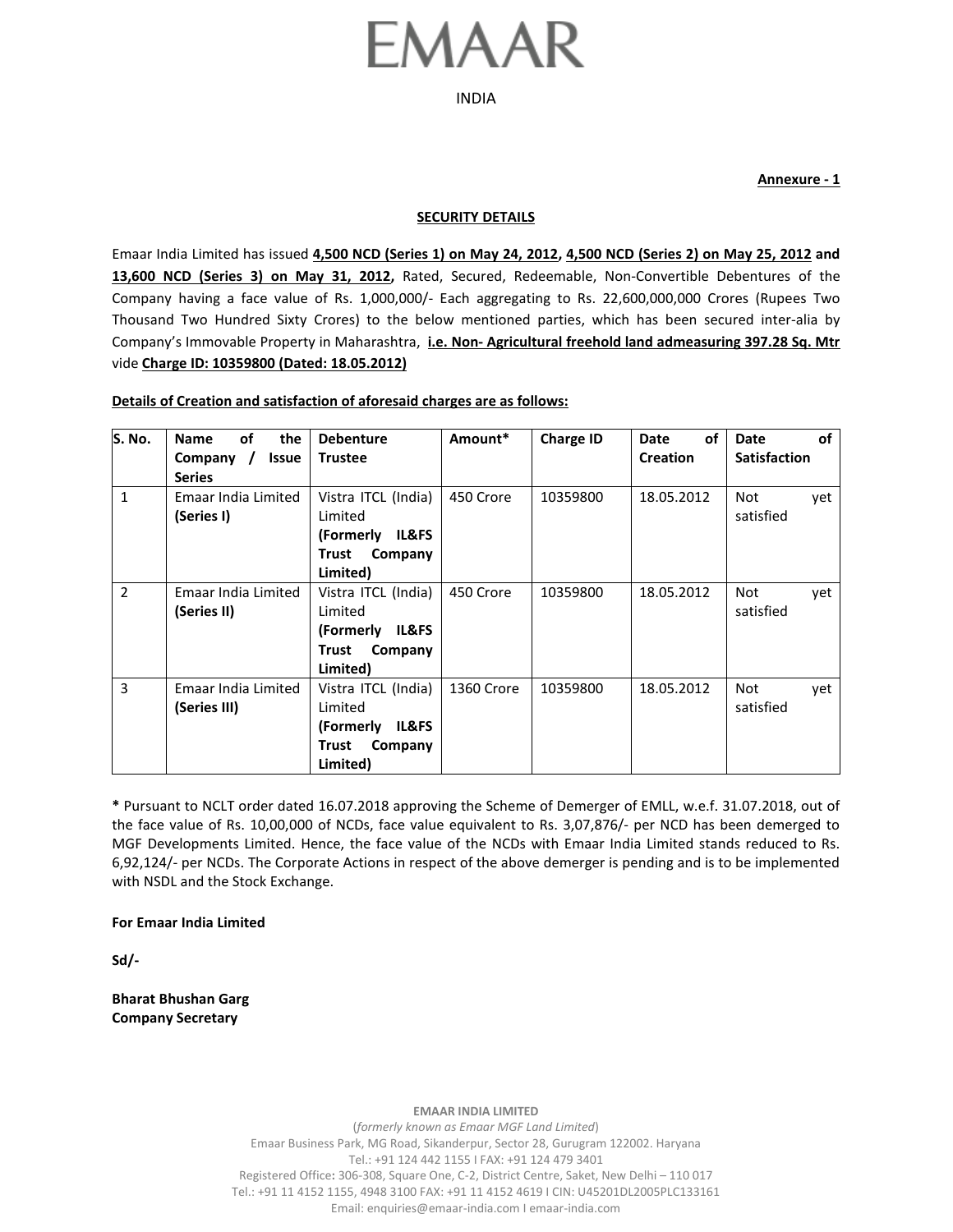# EMAAR

INDIA

**Annexure - 1**

**SECURITY DETAILS**

Emaar India Limited has issued **4,500 NCD (Series 1) on May 24, 2012**, **4,500 NCD (Series 2) on May 25, 2012 and 13,600 NCD (Series 3) on May 31, 2012,** Rated, Secured, Redeemable, Non-Convertible Debentures of the Company having a face value of Rs. 1,000,000/- Each aggregating to Rs. 22,600,000,000 Crores (Rupees Two Thousand Two Hundred Sixty Crores) to the below mentioned parties, which has been secured inter-alia by Company's Immovable Property in Maharashtra, **i.e. Non- Agricultural freehold land admeasuring 397.28 Sq. Mtr** vide **Charge ID: 10359800 (Dated: 18.05.2012)**

**Details of Creation and satisfaction of aforesaid charges are as follows:**

| S. No. | Name of the Company / Issue Series | Debenture Trustee | Amount* | Charge ID | Date of Creation | Date of Satisfaction |
|---|---|---|---|---|---|---|
| 1 | Emaar India Limited **(Series I)** | Vistra ITCL (India) Limited **(Formerly IL&FS Trust Company Limited)** | 450 Crore | 10359800 | 18.05.2012 | Not yet satisfied |
| 2 | Emaar India Limited **(Series II)** | Vistra ITCL (India) Limited **(Formerly IL&FS Trust Company Limited)** | 450 Crore | 10359800 | 18.05.2012 | Not yet satisfied |
| 3 | Emaar India Limited **(Series III)** | Vistra ITCL (India) Limited **(Formerly IL&FS Trust Company Limited)** | 1360 Crore | 10359800 | 18.05.2012 | Not yet satisfied |

**\*** Pursuant to NCLT order dated 16.07.2018 approving the Scheme of Demerger of EMLL, w.e.f. 31.07.2018, out of the face value of Rs. 10,00,000 of NCDs, face value equivalent to Rs. 3,07,876/- per NCD has been demerged to MGF Developments Limited. Hence, the face value of the NCDs with Emaar India Limited stands reduced to Rs. 6,92,124/- per NCDs. The Corporate Actions in respect of the above demerger is pending and is to be implemented with NSDL and the Stock Exchange.

**For Emaar India Limited**

**Sd/-**

**Bharat Bhushan Garg**
**Company Secretary**

**EMAAR INDIA LIMITED**
(*formerly known as Emaar MGF Land Limited*)
Emaar Business Park, MG Road, Sikanderpur, Sector 28, Gurugram 122002. Haryana
Tel.: +91 124 442 1155 I FAX: +91 124 479 3401
Registered Office: 306-308, Square One, C-2, District Centre, Saket, New Delhi – 110 017
Tel.: +91 11 4152 1155, 4948 3100 FAX: +91 11 4152 4619 I CIN: U45201DL2005PLC133161
Email: enquiries@emaar-india.com I emaar-india.com